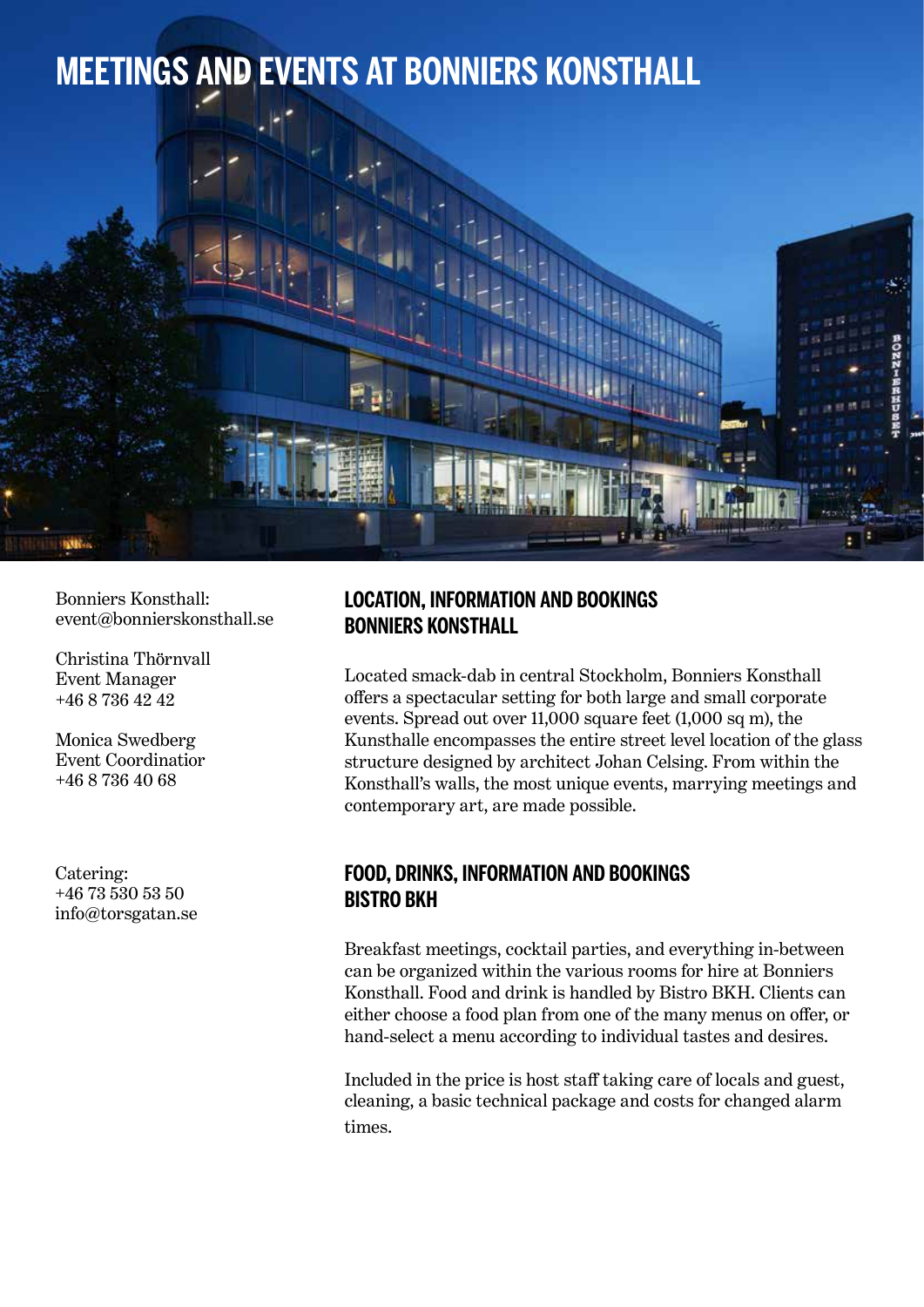# MEETINGS AND EVENTS AT BONNIERS KONSTHALL

Bonniers Konsthall:
event@bonnierskonsthall.se

Christina Thörnvall
Event Manager
+46 8 736 42 42

Monica Swedberg
Event Coordinatior
+46 8 736 40 68

Catering:
+46 73 530 53 50
info@torsgatan.se

## LOCATION, INFORMATION AND BOOKINGS BONNIERS KONSTHALL

Located smack-dab in central Stockholm, Bonniers Konsthall offers a spectacular setting for both large and small corporate events. Spread out over 11,000 square feet (1,000 sq m), the Kunsthalle encompasses the entire street level location of the glass structure designed by architect Johan Celsing. From within the Konsthall's walls, the most unique events, marrying meetings and contemporary art, are made possible.

## FOOD, DRINKS, INFORMATION AND BOOKINGS BISTRO BKH

Breakfast meetings, cocktail parties, and everything in-between can be organized within the various rooms for hire at Bonniers Konsthall. Food and drink is handled by Bistro BKH. Clients can either choose a food plan from one of the many menus on offer, or hand-select a menu according to individual tastes and desires.

Included in the price is host staff taking care of locals and guest, cleaning, a basic technical package and costs for changed alarm times.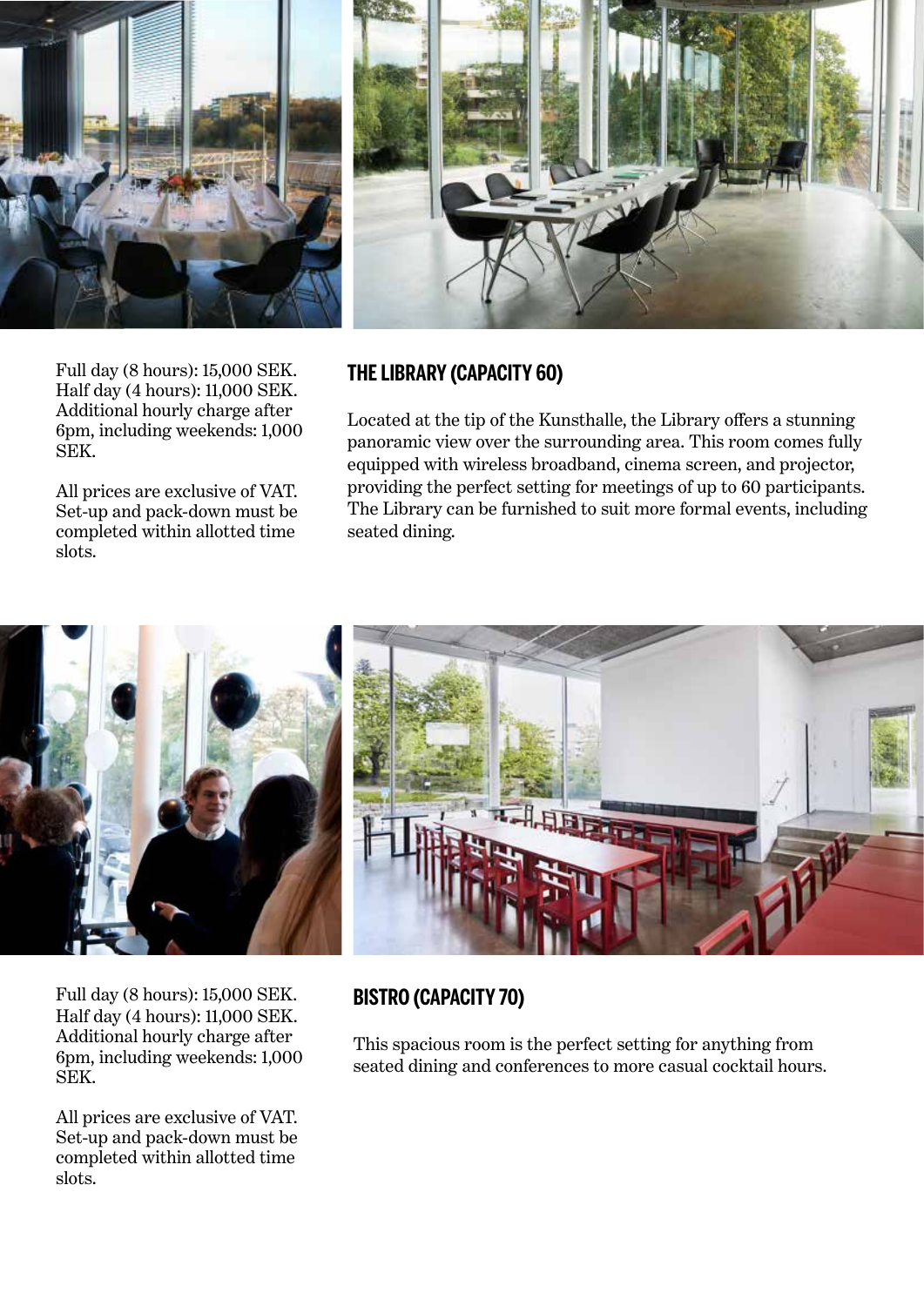## THE LIBRARY (CAPACITY 60)

Located at the tip of the Kunsthalle, the Library offers a stunning panoramic view over the surrounding area. This room comes fully equipped with wireless broadband, cinema screen, and projector, providing the perfect setting for meetings of up to 60 participants. The Library can be furnished to suit more formal events, including seated dining.

Full day (8 hours): 15,000 SEK.
Half day (4 hours): 11,000 SEK.
Additional hourly charge after 6pm, including weekends: 1,000 SEK.

All prices are exclusive of VAT. Set-up and pack-down must be completed within allotted time slots.

## BISTRO (CAPACITY 70)

This spacious room is the perfect setting for anything from seated dining and conferences to more casual cocktail hours.

Full day (8 hours): 15,000 SEK.
Half day (4 hours): 11,000 SEK.
Additional hourly charge after 6pm, including weekends: 1,000 SEK.

All prices are exclusive of VAT. Set-up and pack-down must be completed within allotted time slots.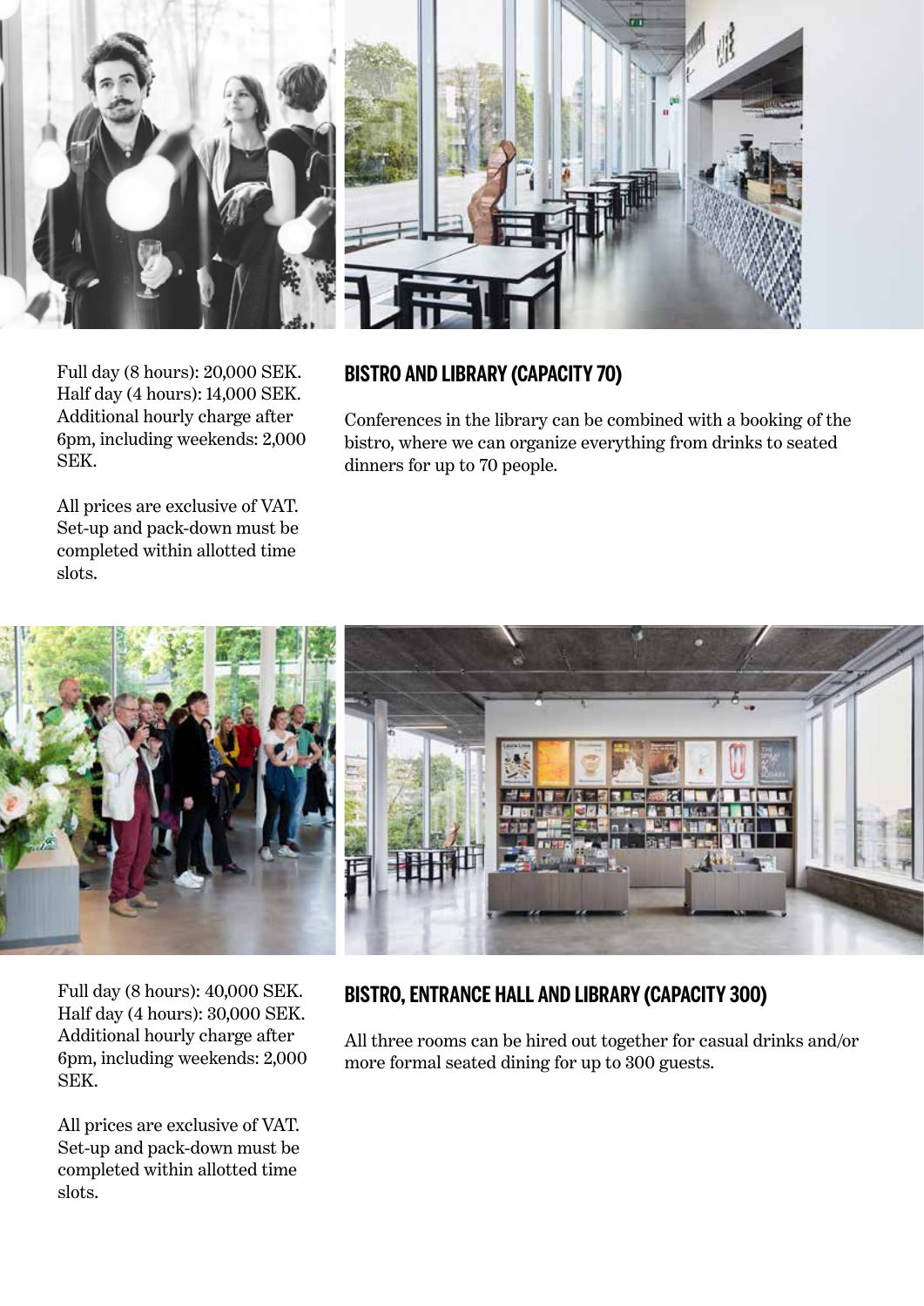## BISTRO AND LIBRARY (CAPACITY 70)

Conferences in the library can be combined with a booking of the bistro, where we can organize everything from drinks to seated dinners for up to 70 people.

Full day (8 hours): 20,000 SEK.
Half day (4 hours): 14,000 SEK.
Additional hourly charge after 6pm, including weekends: 2,000 SEK.

All prices are exclusive of VAT. Set-up and pack-down must be completed within allotted time slots.

## BISTRO, ENTRANCE HALL AND LIBRARY (CAPACITY 300)

All three rooms can be hired out together for casual drinks and/or more formal seated dining for up to 300 guests.

Full day (8 hours): 40,000 SEK.
Half day (4 hours): 30,000 SEK.
Additional hourly charge after 6pm, including weekends: 2,000 SEK.

All prices are exclusive of VAT. Set-up and pack-down must be completed within allotted time slots.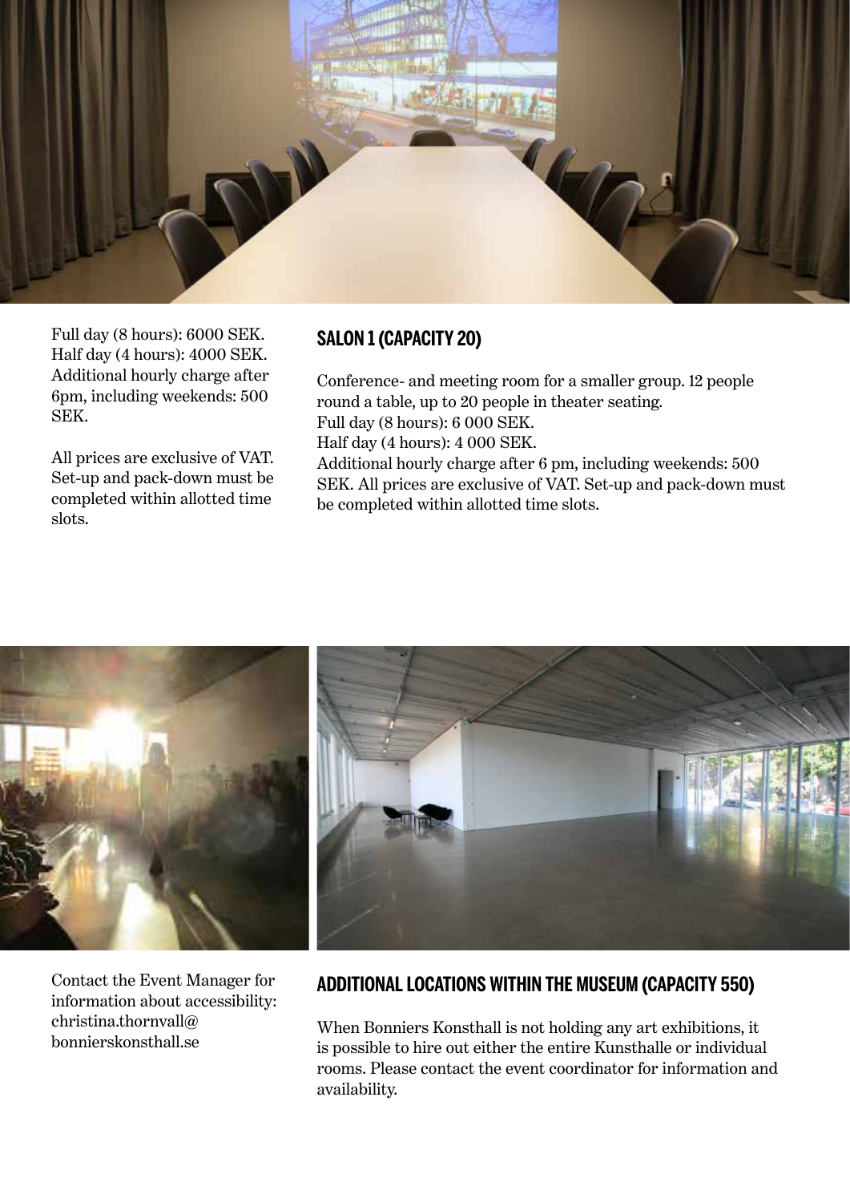Full day (8 hours): 6000 SEK.
Half day (4 hours): 4000 SEK.
Additional hourly charge after 6pm, including weekends: 500 SEK.

All prices are exclusive of VAT. Set-up and pack-down must be completed within allotted time slots.

## SALON 1 (CAPACITY 20)

Conference- and meeting room for a smaller group. 12 people round a table, up to 20 people in theater seating.
Full day (8 hours): 6 000 SEK.
Half day (4 hours): 4 000 SEK.
Additional hourly charge after 6 pm, including weekends: 500 SEK. All prices are exclusive of VAT. Set-up and pack-down must be completed within allotted time slots.

Contact the Event Manager for information about accessibility: christina.thornvall@bonnierskonsthall.se

## ADDITIONAL LOCATIONS WITHIN THE MUSEUM (CAPACITY 550)

When Bonniers Konsthall is not holding any art exhibitions, it is possible to hire out either the entire Kunsthalle or individual rooms. Please contact the event coordinator for information and availability.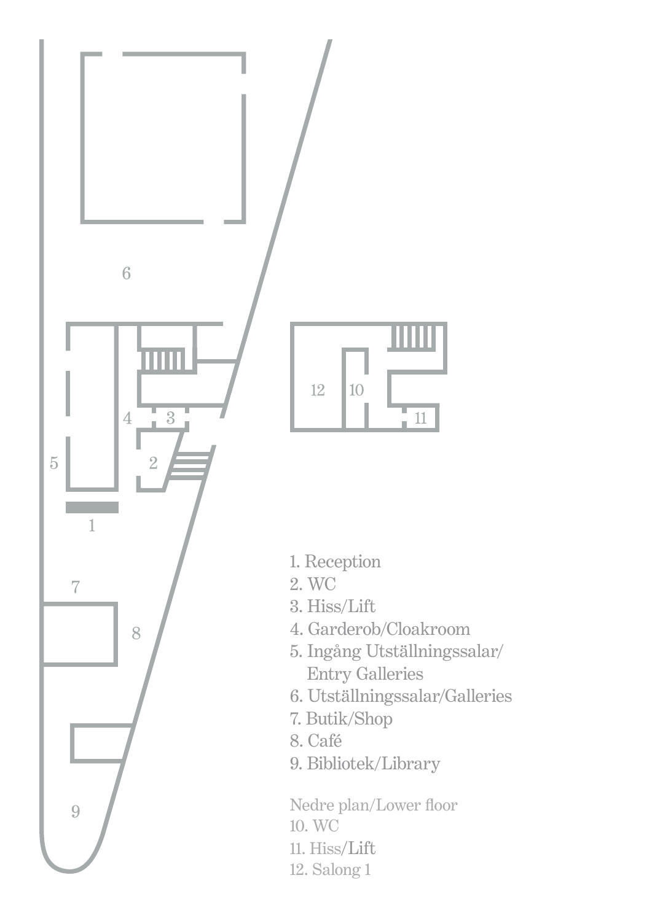6

4 3

5 2

1

7

8

9

12 10

11

1. Reception
2. WC
3. Hiss/Lift
4. Garderob/Cloakroom
5. Ingång Utställningssalar/ Entry Galleries
6. Utställningssalar/Galleries
7. Butik/Shop
8. Café
9. Bibliotek/Library

Nedre plan/Lower floor

10. WC
11. Hiss/Lift
12. Salong 1